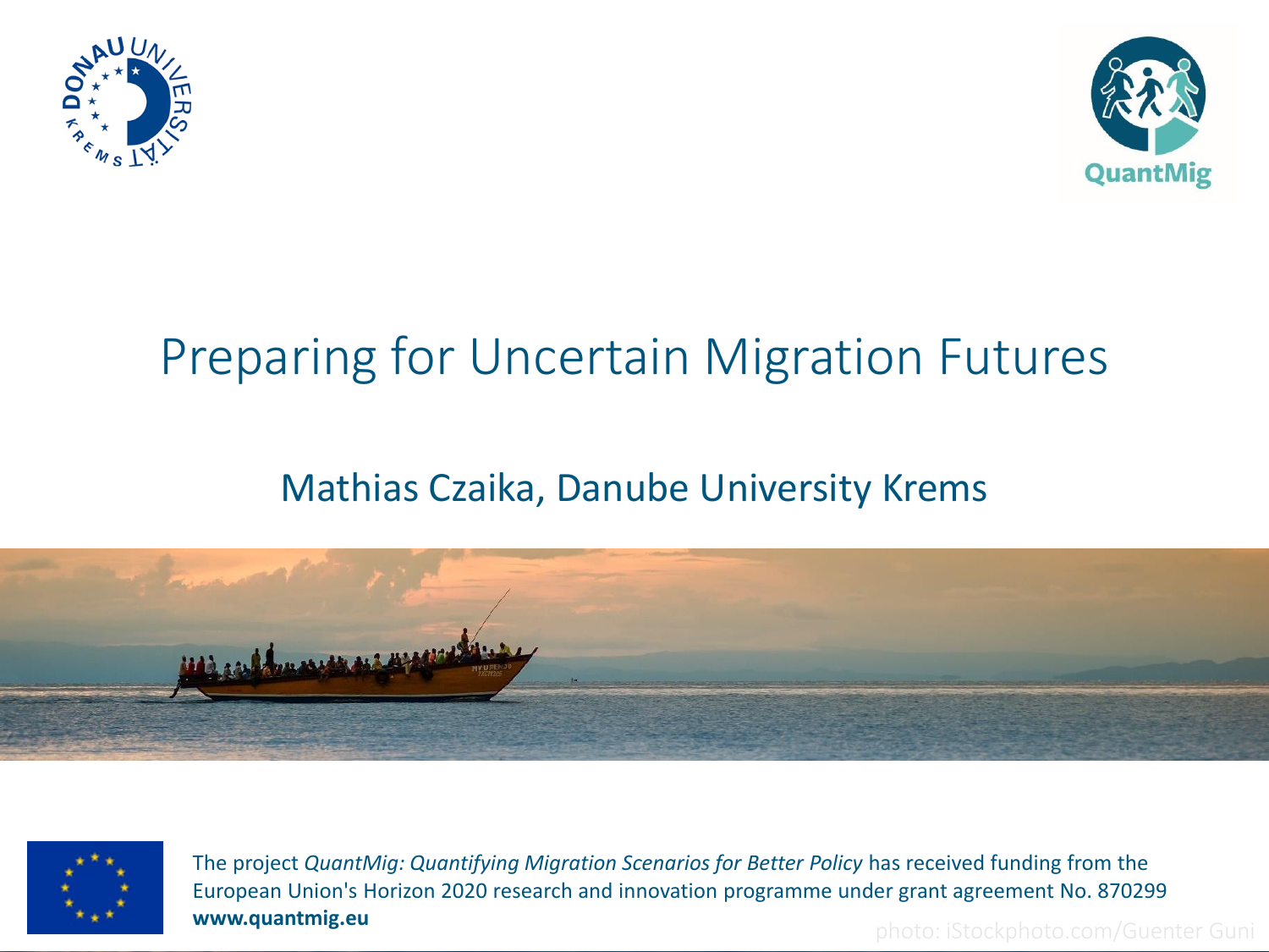# Preparing for Uncertain Migration Futures

Mathias Czaika, Danube University Krems

The project *QuantMig: Quantifying Migration Scenarios for Better Policy* has received funding from the European Union's Horizon 2020 research and innovation programme under grant agreement No. 870299

**www.quantmig.eu**

photo: iStockphoto.com/Guenter Guni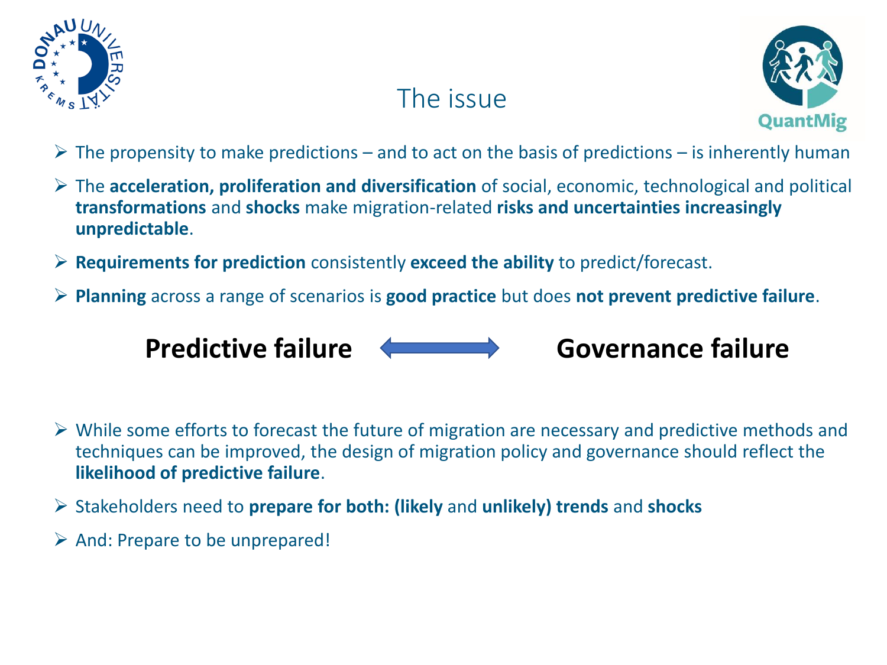# The issue

- The propensity to make predictions – and to act on the basis of predictions – is inherently human
- The **acceleration, proliferation and diversification** of social, economic, technological and political **transformations** and **shocks** make migration-related **risks and uncertainties increasingly unpredictable**.
- **Requirements for prediction** consistently **exceed the ability** to predict/forecast.
- **Planning** across a range of scenarios is **good practice** but does **not prevent predictive failure**.

**Predictive failure** ⟷ **Governance failure**

- While some efforts to forecast the future of migration are necessary and predictive methods and techniques can be improved, the design of migration policy and governance should reflect the **likelihood of predictive failure**.
- Stakeholders need to **prepare for both: (likely** and **unlikely) trends** and **shocks**
- And: Prepare to be unprepared!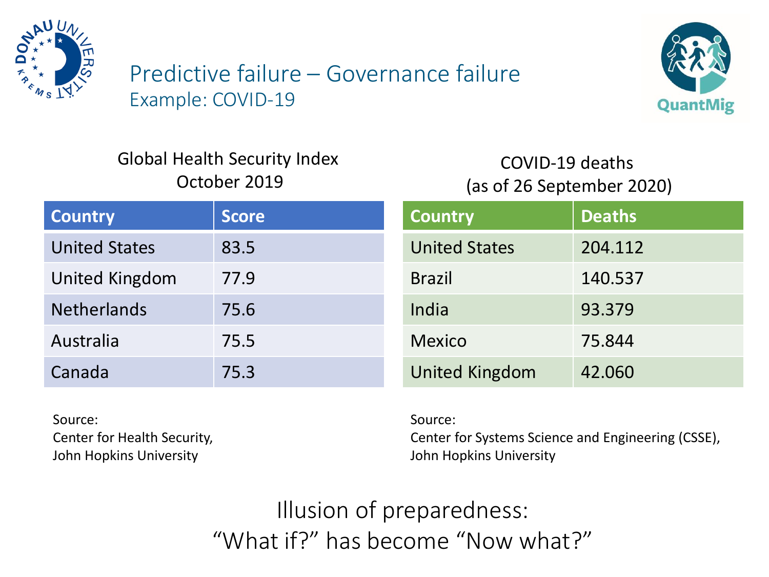# Predictive failure – Governance failure

## Example: COVID-19

**Global Health Security Index October 2019**

| Country | Score |
|---|---|
| United States | 83.5 |
| United Kingdom | 77.9 |
| Netherlands | 75.6 |
| Australia | 75.5 |
| Canada | 75.3 |

Source:
Center for Health Security,
John Hopkins University

**COVID-19 deaths (as of 26 September 2020)**

| Country | Deaths |
|---|---|
| United States | 204.112 |
| Brazil | 140.537 |
| India | 93.379 |
| Mexico | 75.844 |
| United Kingdom | 42.060 |

Source:
Center for Systems Science and Engineering (CSSE),
John Hopkins University

Illusion of preparedness:
"What if?" has become "Now what?"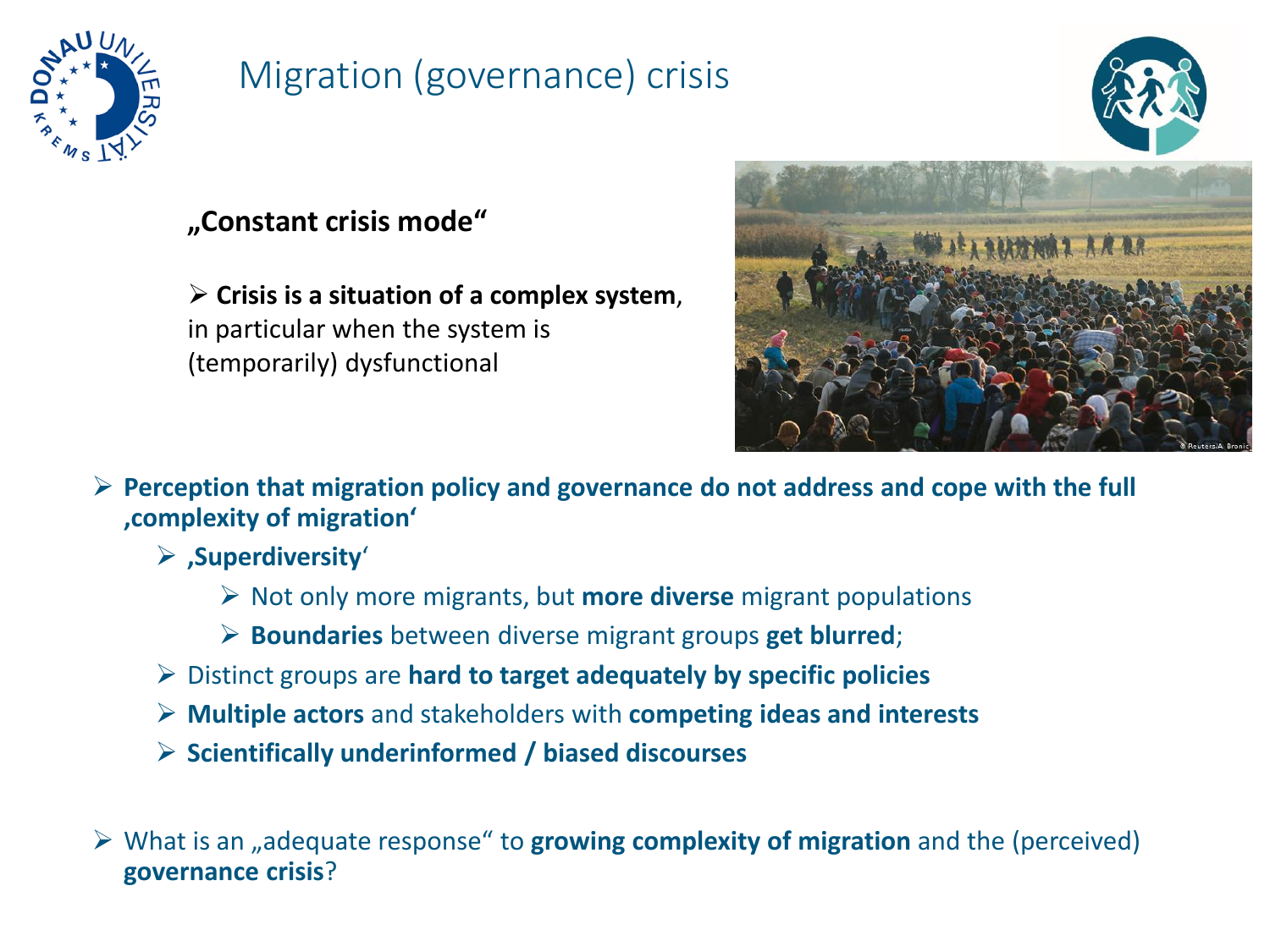# Migration (governance) crisis

**„Constant crisis mode"**

- **Crisis is a situation of a complex system**, in particular when the system is (temporarily) dysfunctional

- **Perception that migration policy and governance do not address and cope with the full ‚complexity of migration'**
  - **‚Superdiversity**'
    - Not only more migrants, but **more diverse** migrant populations
    - **Boundaries** between diverse migrant groups **get blurred**;
  - Distinct groups are **hard to target adequately by specific policies**
  - **Multiple actors** and stakeholders with **competing ideas and interests**
  - **Scientifically underinformed / biased discourses**

- What is an „adequate response" to **growing complexity of migration** and the (perceived) **governance crisis**?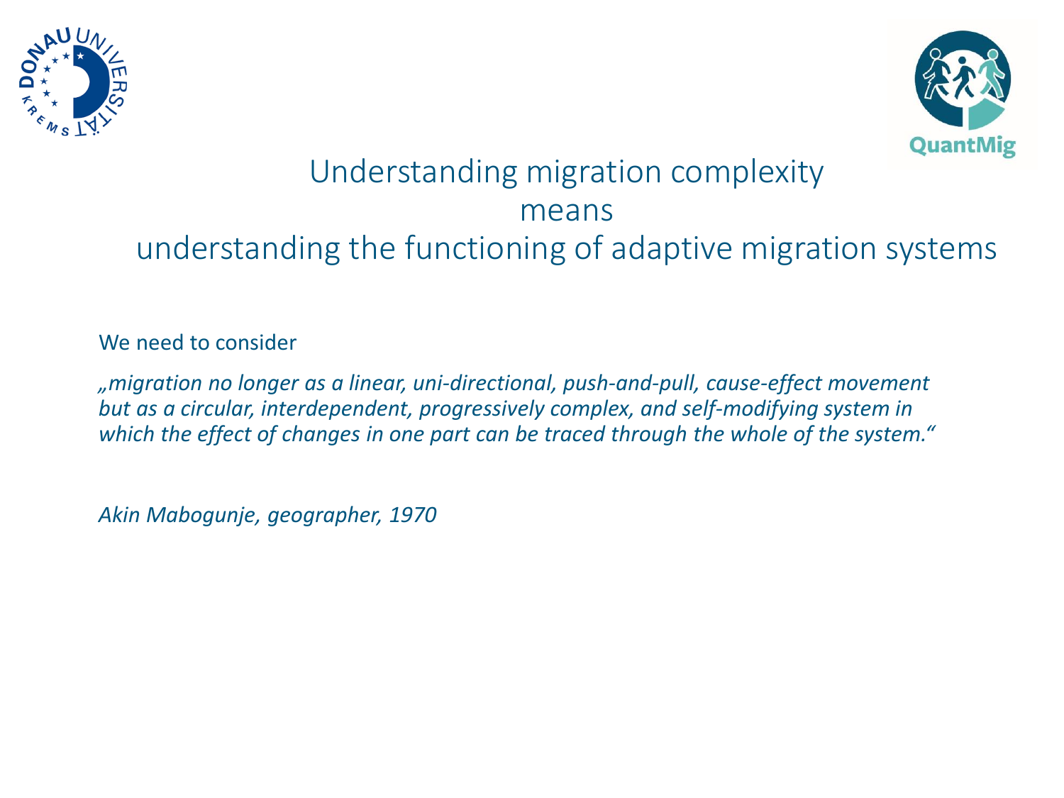# Understanding migration complexity means understanding the functioning of adaptive migration systems

We need to consider

*„migration no longer as a linear, uni-directional, push-and-pull, cause-effect movement but as a circular, interdependent, progressively complex, and self-modifying system in which the effect of changes in one part can be traced through the whole of the system."*

*Akin Mabogunje, geographer, 1970*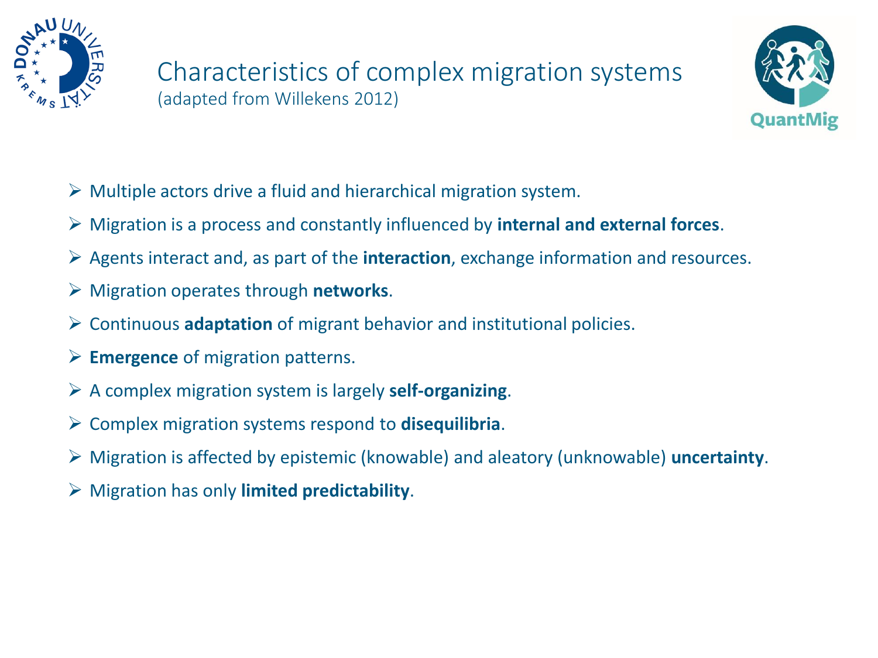# Characteristics of complex migration systems
(adapted from Willekens 2012)

- Multiple actors drive a fluid and hierarchical migration system.
- Migration is a process and constantly influenced by **internal and external forces**.
- Agents interact and, as part of the **interaction**, exchange information and resources.
- Migration operates through **networks**.
- Continuous **adaptation** of migrant behavior and institutional policies.
- **Emergence** of migration patterns.
- A complex migration system is largely **self-organizing**.
- Complex migration systems respond to **disequilibria**.
- Migration is affected by epistemic (knowable) and aleatory (unknowable) **uncertainty**.
- Migration has only **limited predictability**.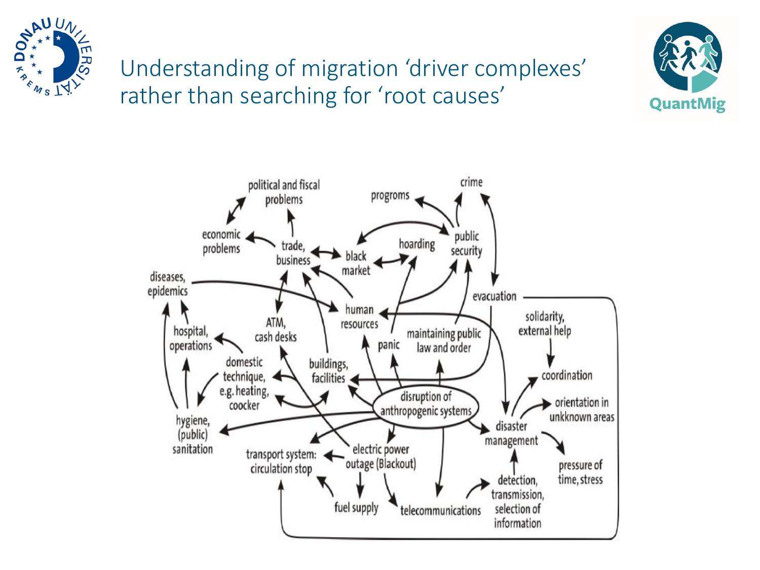# Understanding of migration 'driver complexes' rather than searching for 'root causes'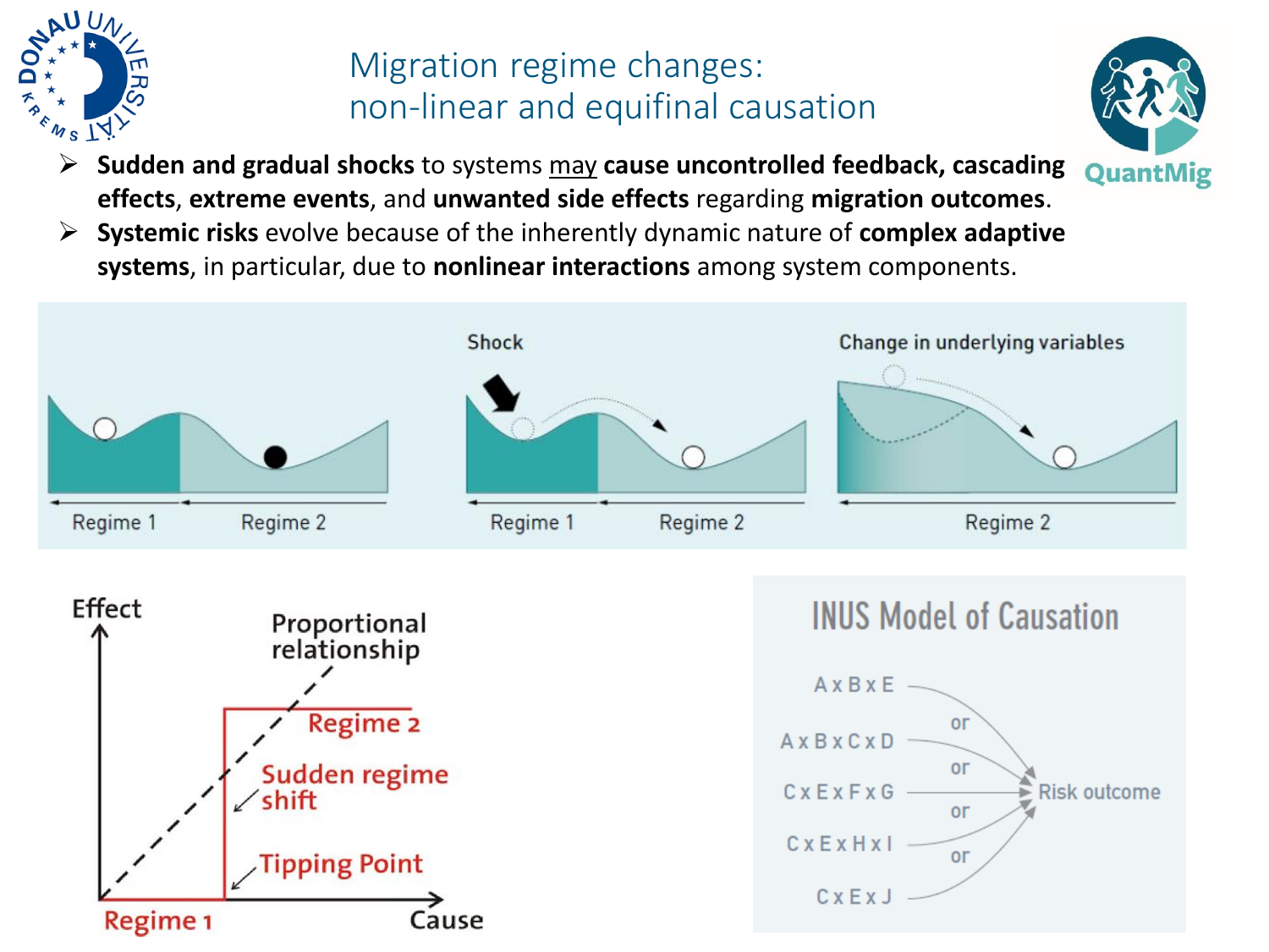# Migration regime changes: non-linear and equifinal causation

- **Sudden and gradual shocks** to systems may **cause uncontrolled feedback, cascading effects**, **extreme events**, and **unwanted side effects** regarding **migration outcomes**.
- **Systemic risks** evolve because of the inherently dynamic nature of **complex adaptive systems**, in particular, due to **nonlinear interactions** among system components.

Regime 1 | Regime 2

Shock

Regime 1 | Regime 2

Change in underlying variables

Regime 2

Effect

Proportional relationship

Regime 2

Sudden regime shift

Tipping Point

Regime 1

Cause

## INUS Model of Causation

- A x B x E — or
- A x B x C x D — or
- C x E x F x G — or
- C x E x H x I — or
- C x E x J

→ Risk outcome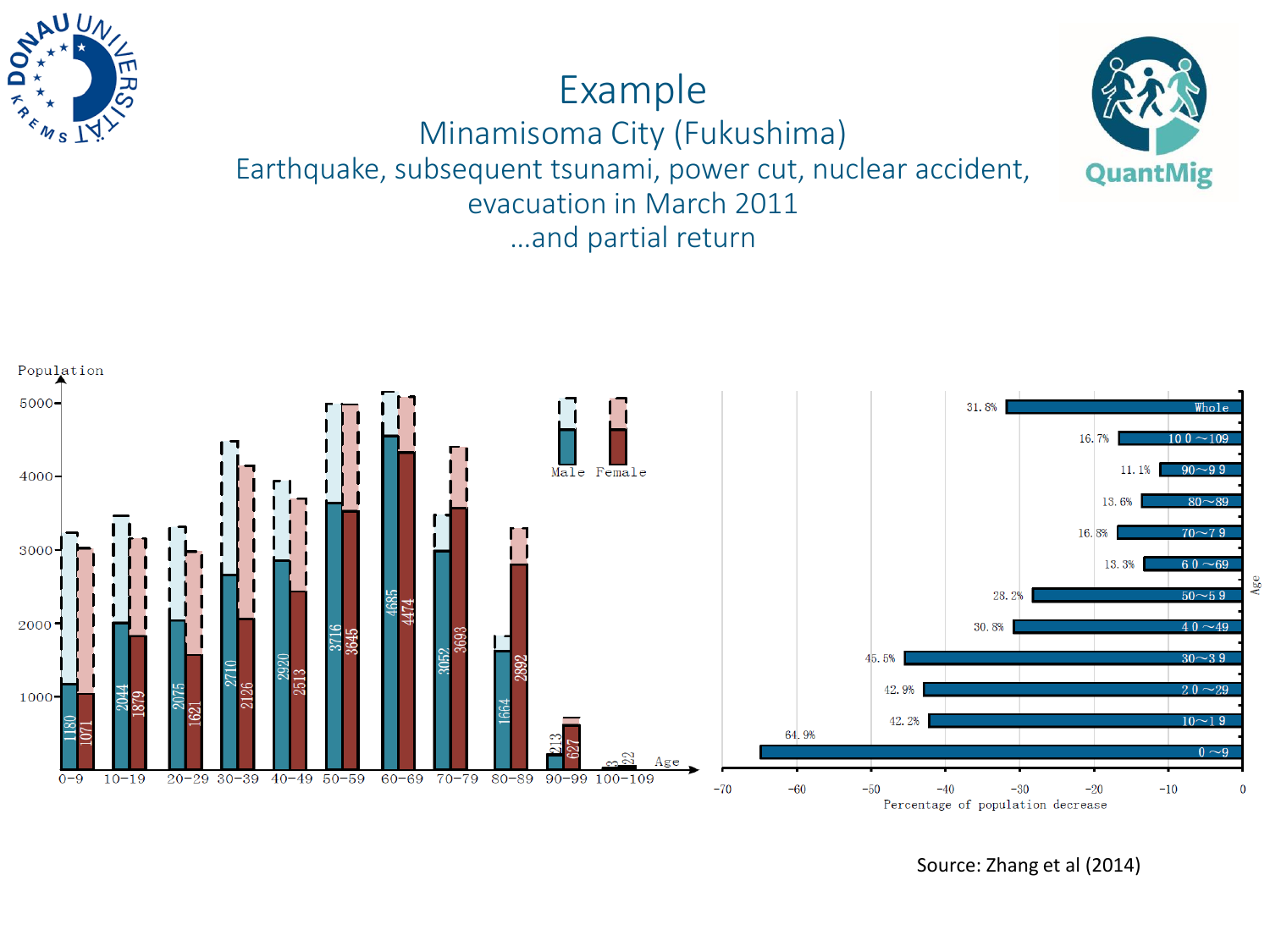# Example

## Minamisoma City (Fukushima)

### Earthquake, subsequent tsunami, power cut, nuclear accident, evacuation in March 2011 …and partial return

Source: Zhang et al (2014)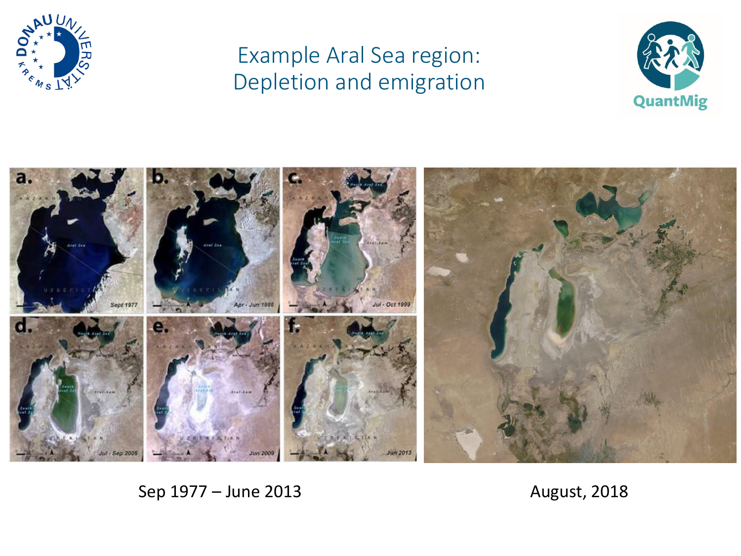# Example Aral Sea region: Depletion and emigration

Sep 1977 – June 2013

August, 2018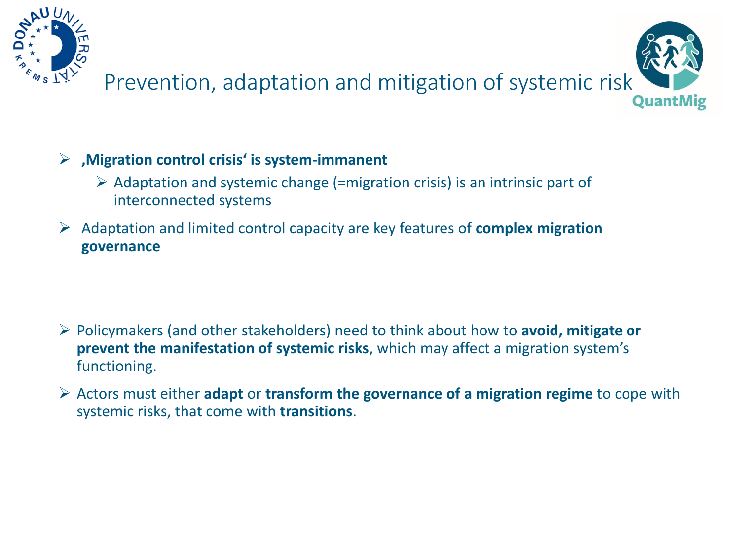# Prevention, adaptation and mitigation of systemic risk

- **‚Migration control crisis‘ is system-immanent**
  - Adaptation and systemic change (=migration crisis) is an intrinsic part of interconnected systems
- Adaptation and limited control capacity are key features of **complex migration governance**

- Policymakers (and other stakeholders) need to think about how to **avoid, mitigate or prevent the manifestation of systemic risks**, which may affect a migration system's functioning.
- Actors must either **adapt** or **transform the governance of a migration regime** to cope with systemic risks, that come with **transitions**.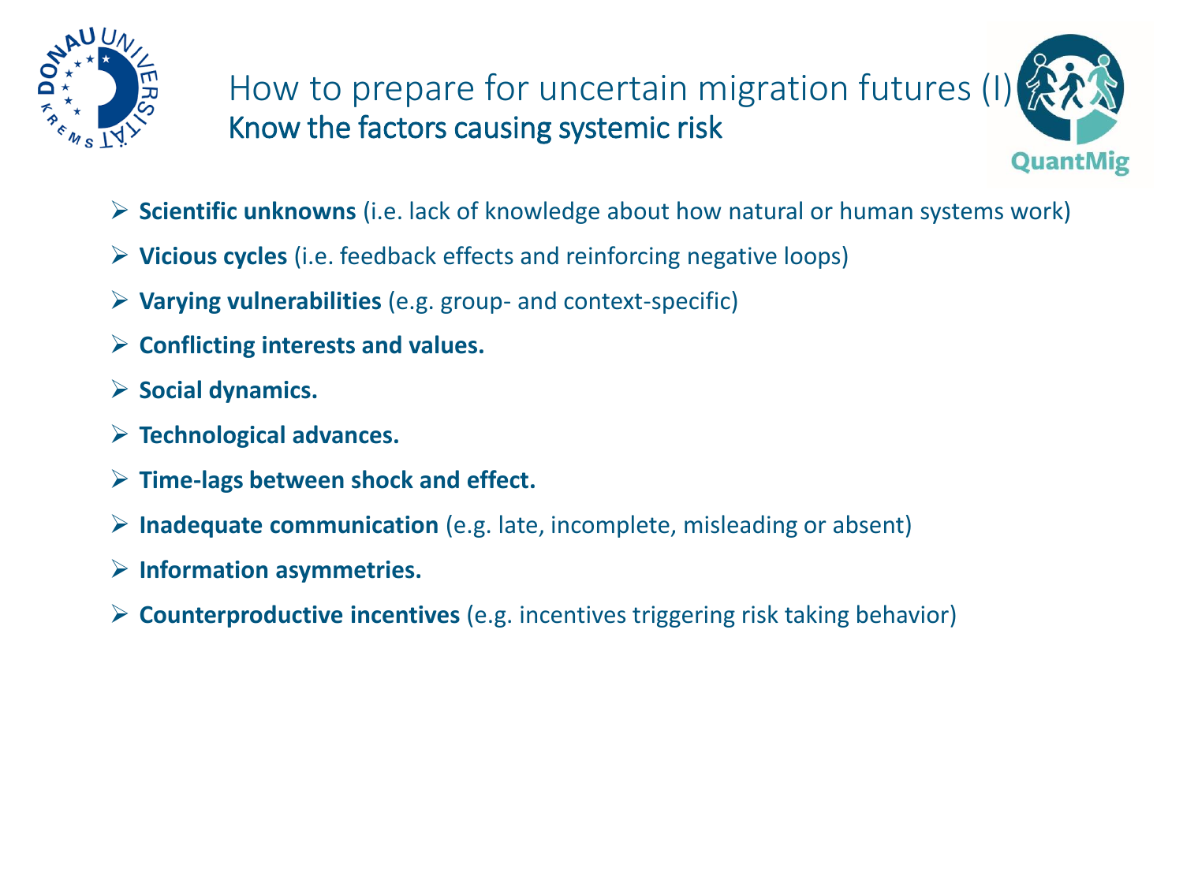# How to prepare for uncertain migration futures (I)

## Know the factors causing systemic risk

- **Scientific unknowns** (i.e. lack of knowledge about how natural or human systems work)
- **Vicious cycles** (i.e. feedback effects and reinforcing negative loops)
- **Varying vulnerabilities** (e.g. group- and context-specific)
- **Conflicting interests and values.**
- **Social dynamics.**
- **Technological advances.**
- **Time-lags between shock and effect.**
- **Inadequate communication** (e.g. late, incomplete, misleading or absent)
- **Information asymmetries.**
- **Counterproductive incentives** (e.g. incentives triggering risk taking behavior)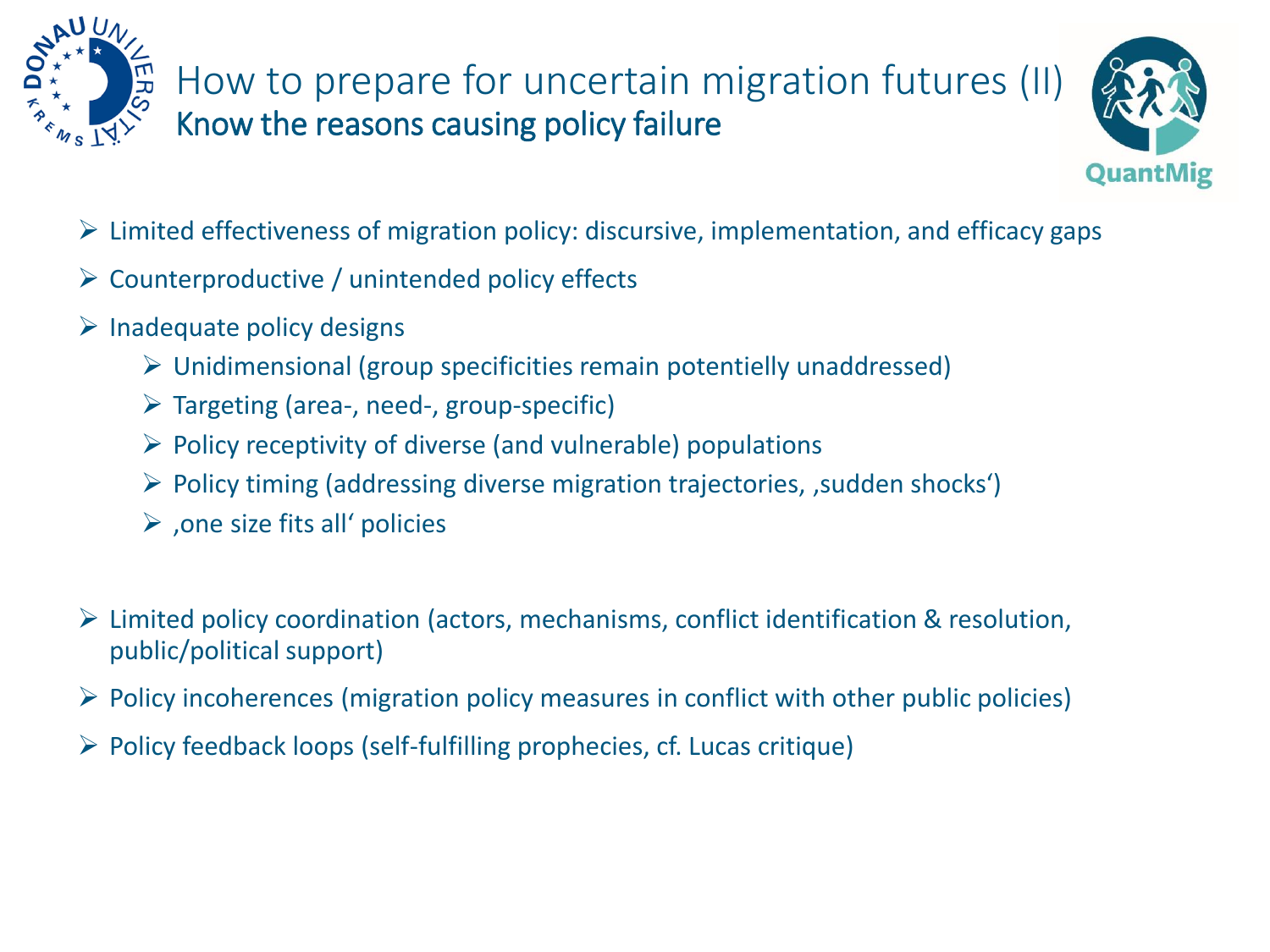# How to prepare for uncertain migration futures (II)
## Know the reasons causing policy failure

- Limited effectiveness of migration policy: discursive, implementation, and efficacy gaps
- Counterproductive / unintended policy effects
- Inadequate policy designs
  - Unidimensional (group specificities remain potentielly unaddressed)
  - Targeting (area-, need-, group-specific)
  - Policy receptivity of diverse (and vulnerable) populations
  - Policy timing (addressing diverse migration trajectories, ‚sudden shocks')
  - ‚one size fits all' policies
- Limited policy coordination (actors, mechanisms, conflict identification & resolution, public/political support)
- Policy incoherences (migration policy measures in conflict with other public policies)
- Policy feedback loops (self-fulfilling prophecies, cf. Lucas critique)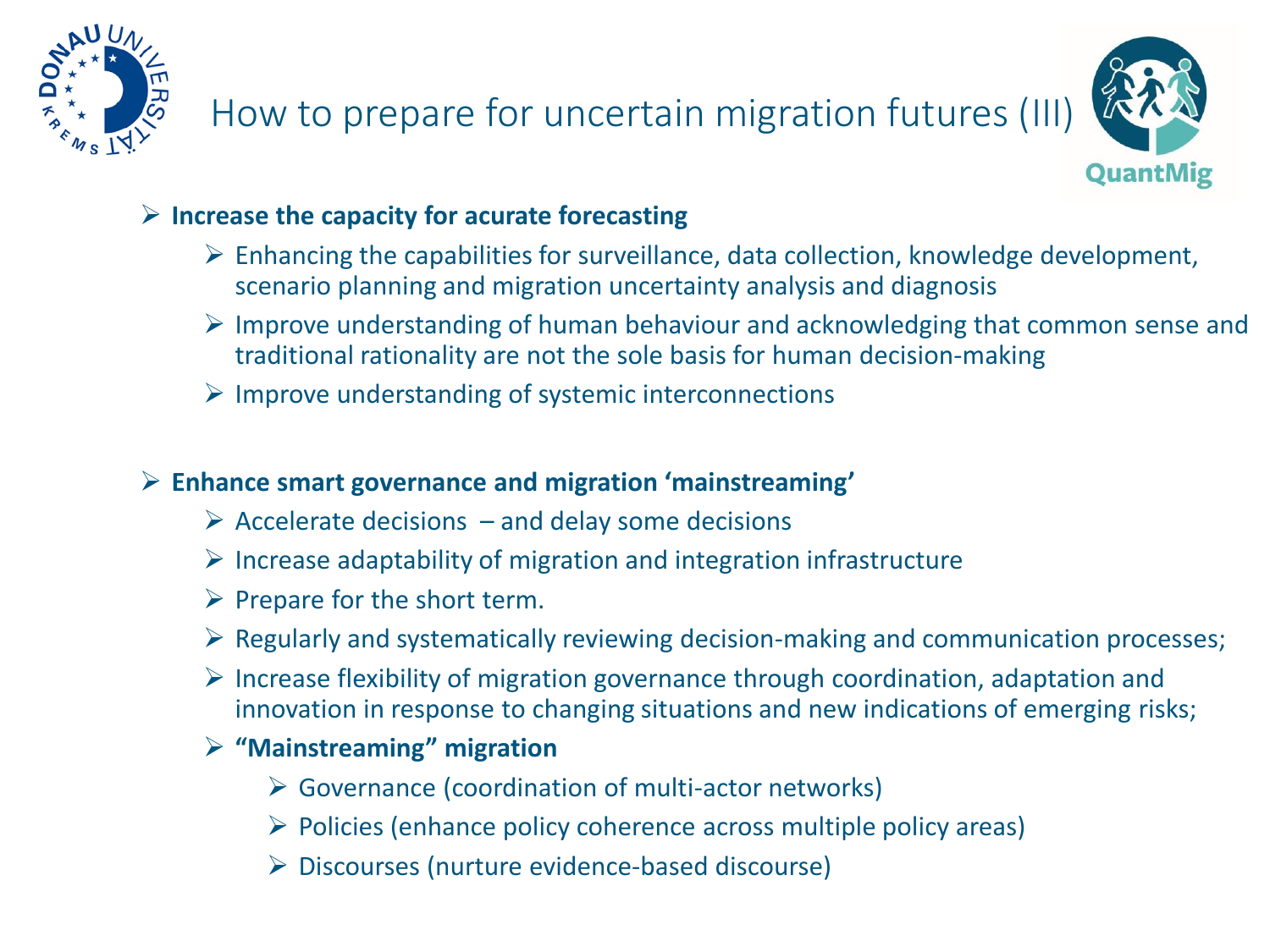# How to prepare for uncertain migration futures (III)

- **Increase the capacity for acurate forecasting**
  - Enhancing the capabilities for surveillance, data collection, knowledge development, scenario planning and migration uncertainty analysis and diagnosis
  - Improve understanding of human behaviour and acknowledging that common sense and traditional rationality are not the sole basis for human decision-making
  - Improve understanding of systemic interconnections

- **Enhance smart governance and migration 'mainstreaming'**
  - Accelerate decisions – and delay some decisions
  - Increase adaptability of migration and integration infrastructure
  - Prepare for the short term.
  - Regularly and systematically reviewing decision-making and communication processes;
  - Increase flexibility of migration governance through coordination, adaptation and innovation in response to changing situations and new indications of emerging risks;
  - **"Mainstreaming" migration**
    - Governance (coordination of multi-actor networks)
    - Policies (enhance policy coherence across multiple policy areas)
    - Discourses (nurture evidence-based discourse)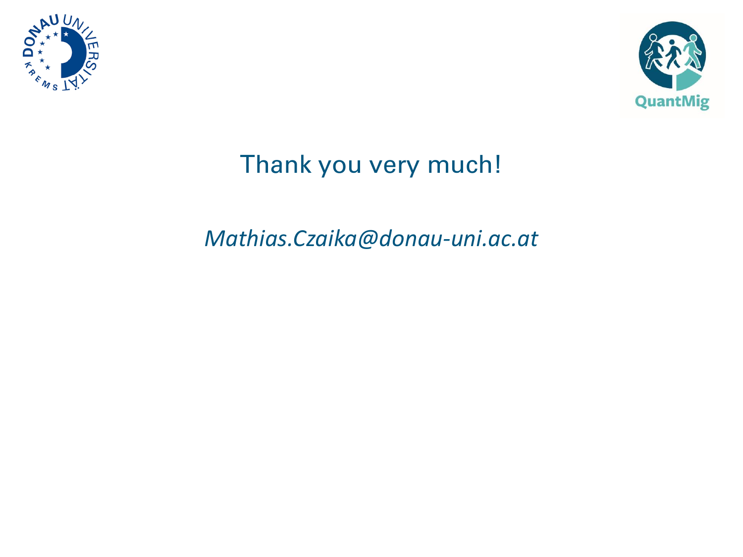Thank you very much!

*Mathias.Czaika@donau-uni.ac.at*